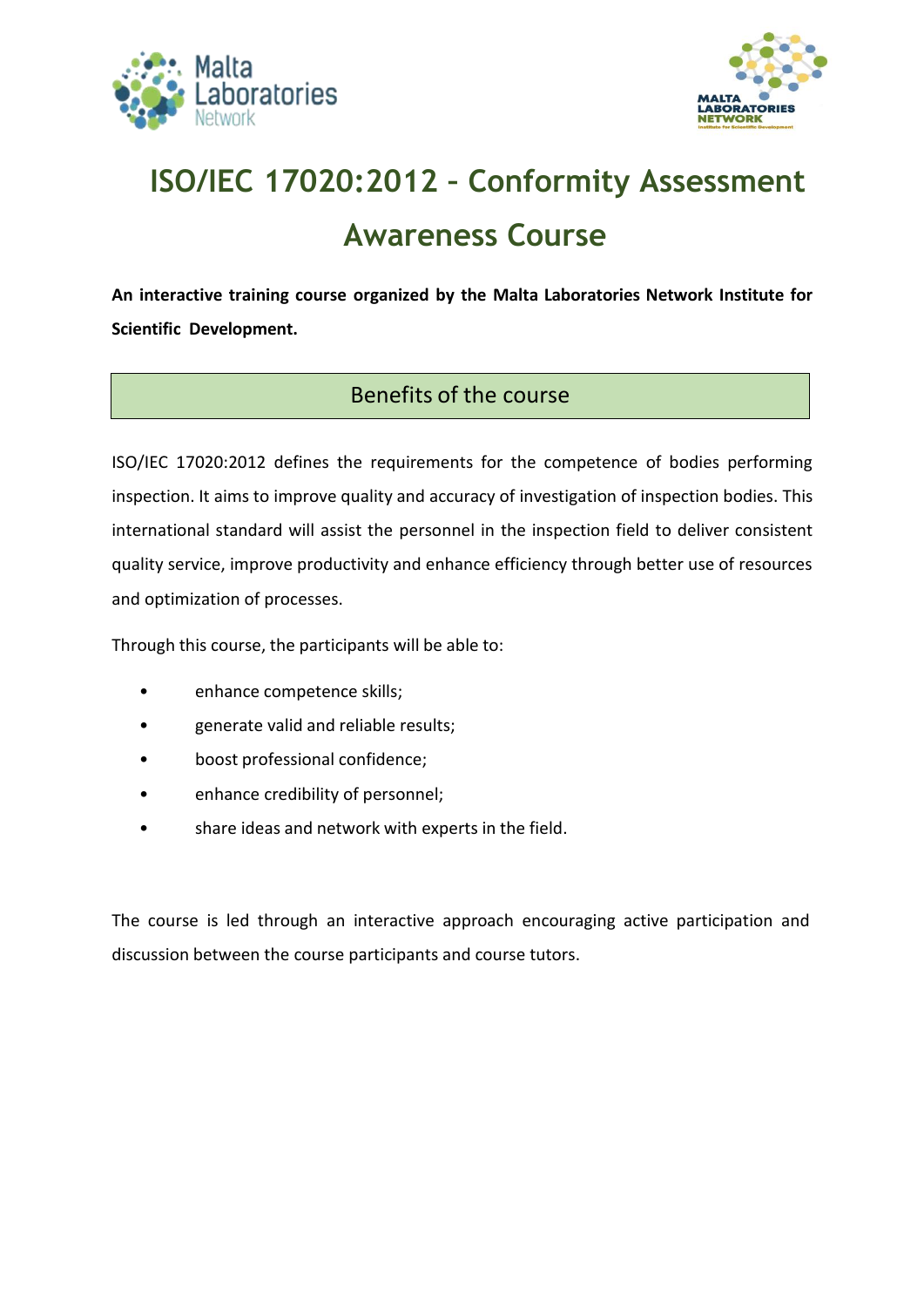# ISO/IEC 17020:2012 – Conformity Assessment Awareness Course

**An interactive training course organized by the Malta Laboratories Network Institute for Scientific Development.**

## Benefits of the course

ISO/IEC 17020:2012 defines the requirements for the competence of bodies performing inspection. It aims to improve quality and accuracy of investigation of inspection bodies. This international standard will assist the personnel in the inspection field to deliver consistent quality service, improve productivity and enhance efficiency through better use of resources and optimization of processes.

Through this course, the participants will be able to:

- enhance competence skills;
- generate valid and reliable results;
- boost professional confidence;
- enhance credibility of personnel;
- share ideas and network with experts in the field.

The course is led through an interactive approach encouraging active participation and discussion between the course participants and course tutors.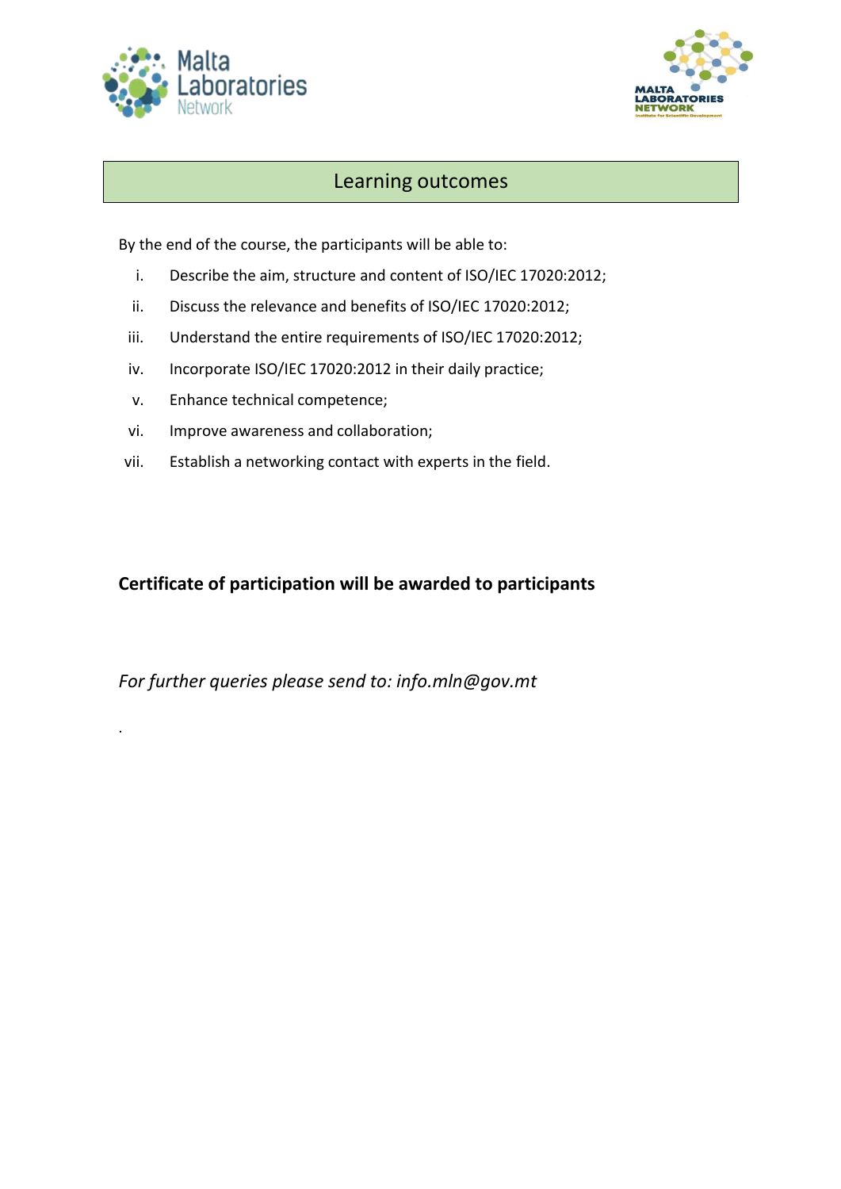## Learning outcomes

By the end of the course, the participants will be able to:

i. Describe the aim, structure and content of ISO/IEC 17020:2012;
ii. Discuss the relevance and benefits of ISO/IEC 17020:2012;
iii. Understand the entire requirements of ISO/IEC 17020:2012;
iv. Incorporate ISO/IEC 17020:2012 in their daily practice;
v. Enhance technical competence;
vi. Improve awareness and collaboration;
vii. Establish a networking contact with experts in the field.

**Certificate of participation will be awarded to participants**

*For further queries please send to: info.mln@gov.mt*